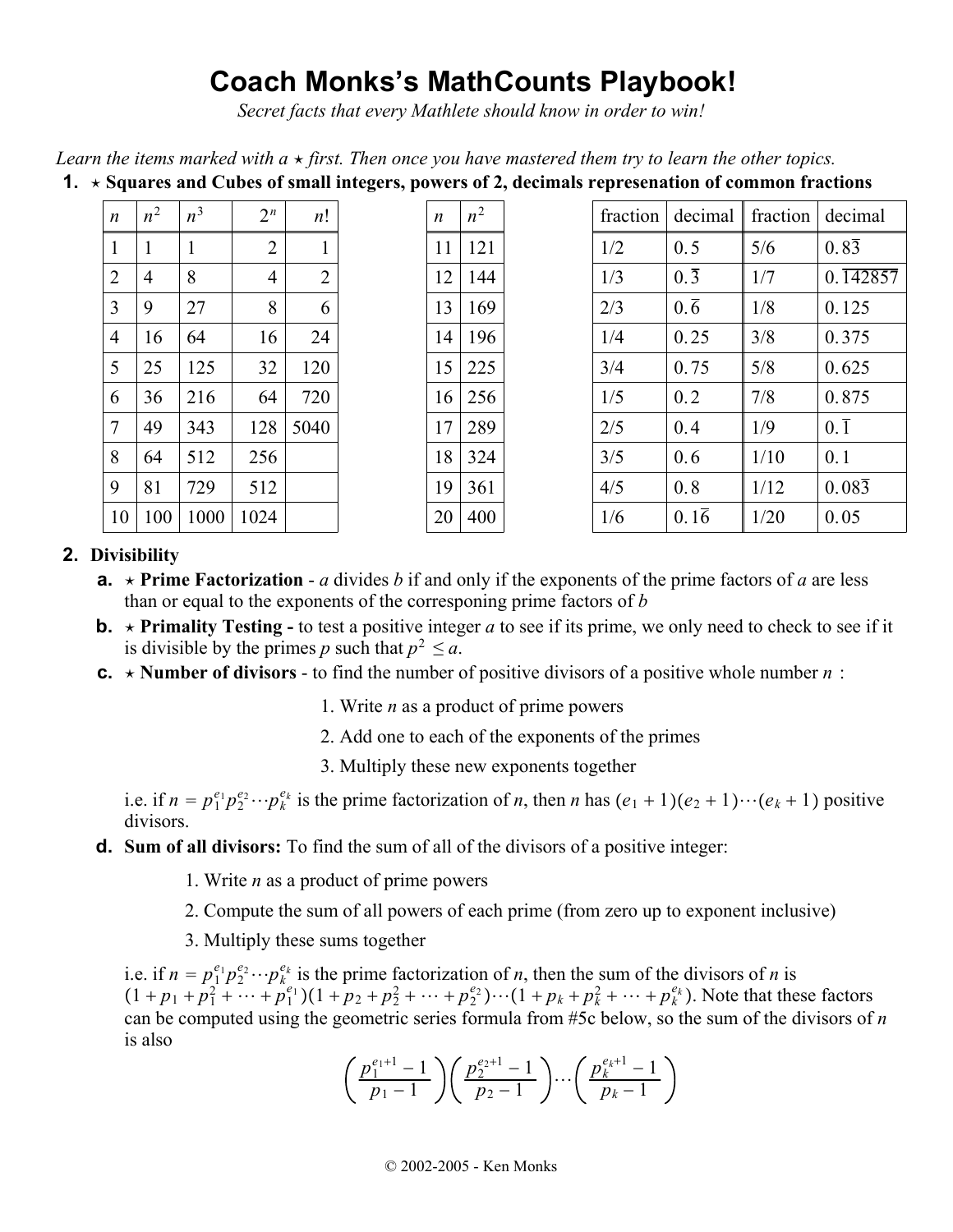# Coach Monks's MathCounts Playbook!

*Secret facts that every Mathlete should know in order to win!*

*Learn the items marked with a ⋆ first. Then once you have mastered them try to learn the other topics.*

**1.** ⋆ **Squares and Cubes of small integers, powers of 2, decimals represenation of common fractions**

| $n$ | $n^2$ | $n^3$ | $2^n$ | $n!$ |
|---|---|---|---|---|
| 1 | 1 | 1 | 2 | 1 |
| 2 | 4 | 8 | 4 | 2 |
| 3 | 9 | 27 | 8 | 6 |
| 4 | 16 | 64 | 16 | 24 |
| 5 | 25 | 125 | 32 | 120 |
| 6 | 36 | 216 | 64 | 720 |
| 7 | 49 | 343 | 128 | 5040 |
| 8 | 64 | 512 | 256 | |
| 9 | 81 | 729 | 512 | |
| 10 | 100 | 1000 | 1024 | |

| $n$ | $n^2$ |
|---|---|
| 11 | 121 |
| 12 | 144 |
| 13 | 169 |
| 14 | 196 |
| 15 | 225 |
| 16 | 256 |
| 17 | 289 |
| 18 | 324 |
| 19 | 361 |
| 20 | 400 |

| fraction | decimal | fraction | decimal |
|---|---|---|---|
| 1/2 | $0.5$ | 5/6 | $0.8\overline{3}$ |
| 1/3 | $0.\overline{3}$ | 1/7 | $0.\overline{142857}$ |
| 2/3 | $0.\overline{6}$ | 1/8 | $0.125$ |
| 1/4 | $0.25$ | 3/8 | $0.375$ |
| 3/4 | $0.75$ | 5/8 | $0.625$ |
| 1/5 | $0.2$ | 7/8 | $0.875$ |
| 2/5 | $0.4$ | 1/9 | $0.\overline{1}$ |
| 3/5 | $0.6$ | 1/10 | $0.1$ |
| 4/5 | $0.8$ | 1/12 | $0.08\overline{3}$ |
| 1/6 | $0.1\overline{6}$ | 1/20 | $0.05$ |

**2. Divisibility**

**a.** ⋆ **Prime Factorization** - $a$ divides $b$ if and only if the exponents of the prime factors of $a$ are less than or equal to the exponents of the corresponing prime factors of $b$

**b.** ⋆ **Primality Testing -** to test a positive integer $a$ to see if its prime, we only need to check to see if it is divisible by the primes $p$ such that $p^2 \le a$.

**c.** ⋆ **Number of divisors** - to find the number of positive divisors of a positive whole number $n$ :

1. Write $n$ as a product of prime powers
2. Add one to each of the exponents of the primes
3. Multiply these new exponents together

i.e. if $n = p_1^{e_1} p_2^{e_2} \cdots p_k^{e_k}$ is the prime factorization of $n$, then $n$ has $(e_1 + 1)(e_2 + 1)\cdots(e_k + 1)$ positive divisors.

**d. Sum of all divisors:** To find the sum of all of the divisors of a positive integer:

1. Write $n$ as a product of prime powers
2. Compute the sum of all powers of each prime (from zero up to exponent inclusive)
3. Multiply these sums together

i.e. if $n = p_1^{e_1} p_2^{e_2} \cdots p_k^{e_k}$ is the prime factorization of $n$, then the sum of the divisors of $n$ is $(1 + p_1 + p_1^2 + \cdots + p_1^{e_1})(1 + p_2 + p_2^2 + \cdots + p_2^{e_2})\cdots(1 + p_k + p_k^2 + \cdots + p_k^{e_k})$. Note that these factors can be computed using the geometric series formula from #5c below, so the sum of the divisors of $n$ is also

$$\left(\frac{p_1^{e_1+1} - 1}{p_1 - 1}\right)\left(\frac{p_2^{e_2+1} - 1}{p_2 - 1}\right)\cdots\left(\frac{p_k^{e_k+1} - 1}{p_k - 1}\right)$$

© 2002-2005 - Ken Monks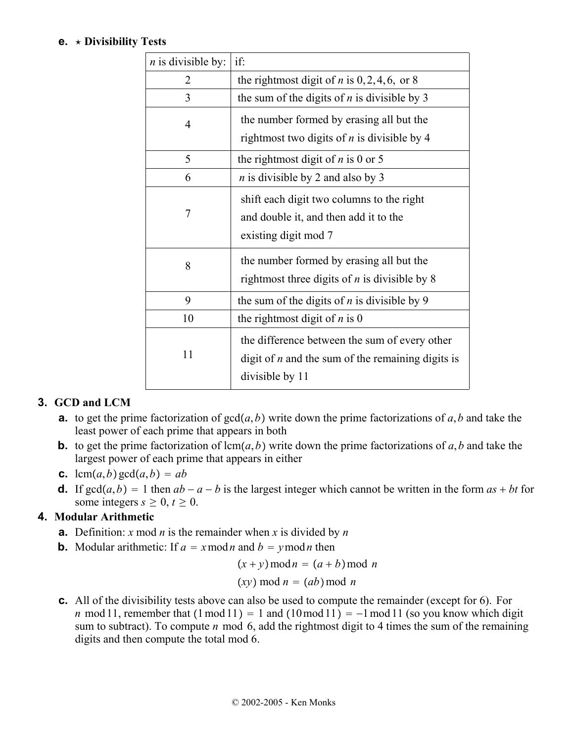**e.** ⋆ **Divisibility Tests**

| $n$ is divisible by: | if: |
|---|---|
| 2 | the rightmost digit of $n$ is $0, 2, 4, 6,$ or 8 |
| 3 | the sum of the digits of $n$ is divisible by 3 |
| 4 | the number formed by erasing all but the rightmost two digits of $n$ is divisible by 4 |
| 5 | the rightmost digit of $n$ is 0 or 5 |
| 6 | $n$ is divisible by 2 and also by 3 |
| 7 | shift each digit two columns to the right and double it, and then add it to the existing digit mod 7 |
| 8 | the number formed by erasing all but the rightmost three digits of $n$ is divisible by 8 |
| 9 | the sum of the digits of $n$ is divisible by 9 |
| 10 | the rightmost digit of $n$ is 0 |
| 11 | the difference between the sum of every other digit of $n$ and the sum of the remaining digits is divisible by 11 |

## 3. GCD and LCM

**a.** to get the prime factorization of $\gcd(a, b)$ write down the prime factorizations of $a, b$ and take the least power of each prime that appears in both

**b.** to get the prime factorization of $\operatorname{lcm}(a, b)$ write down the prime factorizations of $a, b$ and take the largest power of each prime that appears in either

**c.** $\operatorname{lcm}(a, b) \gcd(a, b) = ab$

**d.** If $\gcd(a, b) = 1$ then $ab - a - b$ is the largest integer which cannot be written in the form $as + bt$ for some integers $s \geq 0, t \geq 0$.

## 4. Modular Arithmetic

**a.** Definition: $x \bmod n$ is the remainder when $x$ is divided by $n$

**b.** Modular arithmetic: If $a = x \bmod n$ and $b = y \bmod n$ then

$$(x + y) \bmod n = (a + b) \bmod n$$

$$(xy) \bmod n = (ab) \bmod n$$

**c.** All of the divisibility tests above can also be used to compute the remainder (except for 6). For $n \bmod 11$, remember that $(1 \bmod 11) = 1$ and $(10 \bmod 11) = -1 \bmod 11$ (so you know which digit sum to subtract). To compute $n \bmod 6$, add the rightmost digit to 4 times the sum of the remaining digits and then compute the total mod 6.

© 2002-2005 - Ken Monks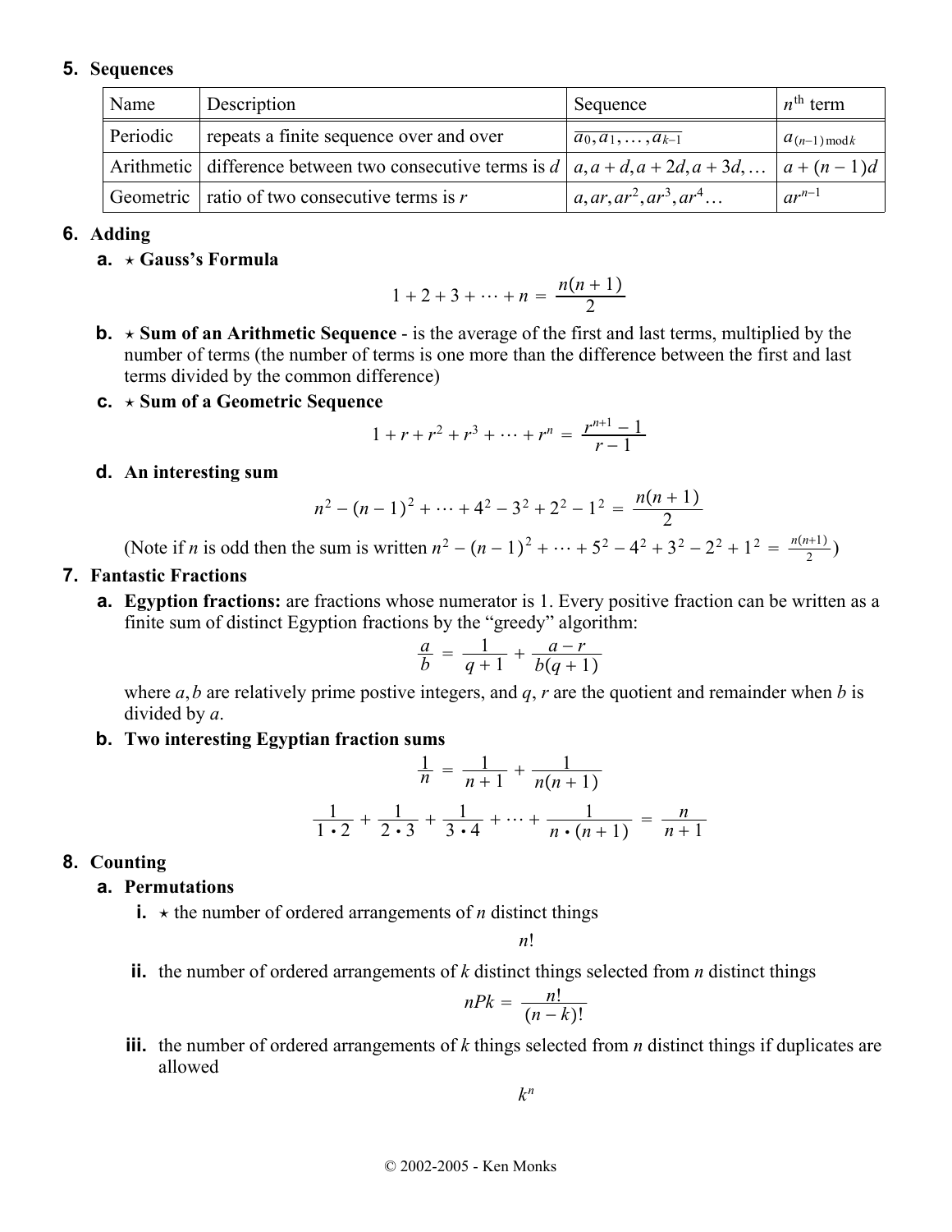## 5. Sequences

| Name | Description | Sequence | $n^{\text{th}}$ term |
|---|---|---|---|
| Periodic | repeats a finite sequence over and over | $\overline{a_0, a_1, \ldots, a_{k-1}}$ | $a_{(n-1) \bmod k}$ |
| Arithmetic | difference between two consecutive terms is $d$ | $a, a+d, a+2d, a+3d, \ldots$ | $a + (n-1)d$ |
| Geometric | ratio of two consecutive terms is $r$ | $a, ar, ar^2, ar^3, ar^4 \ldots$ | $ar^{n-1}$ |

## 6. Adding

**a.** ⋆ **Gauss's Formula**

$$1 + 2 + 3 + \cdots + n = \frac{n(n+1)}{2}$$

**b.** ⋆ **Sum of an Arithmetic Sequence** - is the average of the first and last terms, multiplied by the number of terms (the number of terms is one more than the difference between the first and last terms divided by the common difference)

**c.** ⋆ **Sum of a Geometric Sequence**

$$1 + r + r^2 + r^3 + \cdots + r^n = \frac{r^{n+1} - 1}{r - 1}$$

**d. An interesting sum**

$$n^2 - (n-1)^2 + \cdots + 4^2 - 3^2 + 2^2 - 1^2 = \frac{n(n+1)}{2}$$

(Note if $n$ is odd then the sum is written $n^2 - (n-1)^2 + \cdots + 5^2 - 4^2 + 3^2 - 2^2 + 1^2 = \frac{n(n+1)}{2}$)

## 7. Fantastic Fractions

**a. Egyption fractions:** are fractions whose numerator is 1. Every positive fraction can be written as a finite sum of distinct Egyption fractions by the "greedy" algorithm:

$$\frac{a}{b} = \frac{1}{q+1} + \frac{a-r}{b(q+1)}$$

where $a, b$ are relatively prime postive integers, and $q$, $r$ are the quotient and remainder when $b$ is divided by $a$.

**b. Two interesting Egyptian fraction sums**

$$\frac{1}{n} = \frac{1}{n+1} + \frac{1}{n(n+1)}$$

$$\frac{1}{1 \cdot 2} + \frac{1}{2 \cdot 3} + \frac{1}{3 \cdot 4} + \cdots + \frac{1}{n \cdot (n+1)} = \frac{n}{n+1}$$

## 8. Counting

**a. Permutations**

**i.** ⋆ the number of ordered arrangements of $n$ distinct things

$$n!$$

**ii.** the number of ordered arrangements of $k$ distinct things selected from $n$ distinct things

$$nPk = \frac{n!}{(n-k)!}$$

**iii.** the number of ordered arrangements of $k$ things selected from $n$ distinct things if duplicates are allowed

$$k^n$$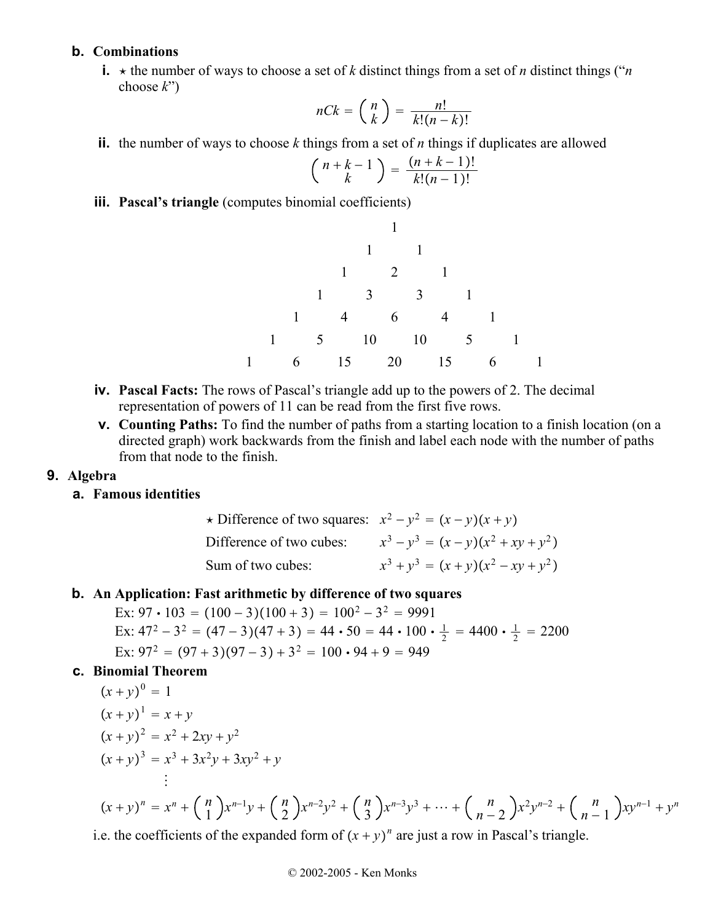**b. Combinations**

**i.** ⋆ the number of ways to choose a set of *k* distinct things from a set of *n* distinct things ("*n* choose *k*")

$$nCk = \binom{n}{k} = \frac{n!}{k!(n-k)!}$$

**ii.** the number of ways to choose *k* things from a set of *n* things if duplicates are allowed

$$\binom{n+k-1}{k} = \frac{(n+k-1)!}{k!(n-1)!}$$

**iii. Pascal's triangle** (computes binomial coefficients)

```
                  1
               1     1
            1     2     1
         1     3     3     1
      1     4     6     4     1
   1     5    10    10     5     1
1     6    15    20    15     6     1
```

**iv. Pascal Facts:** The rows of Pascal's triangle add up to the powers of 2. The decimal representation of powers of 11 can be read from the first five rows.

**v. Counting Paths:** To find the number of paths from a starting location to a finish location (on a directed graph) work backwards from the finish and label each node with the number of paths from that node to the finish.

## 9. Algebra

**a. Famous identities**

⋆ Difference of two squares: $x^2 - y^2 = (x-y)(x+y)$

Difference of two cubes: $x^3 - y^3 = (x-y)(x^2 + xy + y^2)$

Sum of two cubes: $x^3 + y^3 = (x+y)(x^2 - xy + y^2)$

**b. An Application: Fast arithmetic by difference of two squares**

Ex: $97 \cdot 103 = (100-3)(100+3) = 100^2 - 3^2 = 9991$

Ex: $47^2 - 3^2 = (47-3)(47+3) = 44 \cdot 50 = 44 \cdot 100 \cdot \frac{1}{2} = 4400 \cdot \frac{1}{2} = 2200$

Ex: $97^2 = (97+3)(97-3) + 3^2 = 100 \cdot 94 + 9 = 949$

**c. Binomial Theorem**

$(x+y)^0 = 1$

$(x+y)^1 = x + y$

$(x+y)^2 = x^2 + 2xy + y^2$

$(x+y)^3 = x^3 + 3x^2y + 3xy^2 + y$

$\vdots$

$$(x+y)^n = x^n + \binom{n}{1}x^{n-1}y + \binom{n}{2}x^{n-2}y^2 + \binom{n}{3}x^{n-3}y^3 + \cdots + \binom{n}{n-2}x^2y^{n-2} + \binom{n}{n-1}xy^{n-1} + y^n$$

i.e. the coefficients of the expanded form of $(x+y)^n$ are just a row in Pascal's triangle.

© 2002-2005 - Ken Monks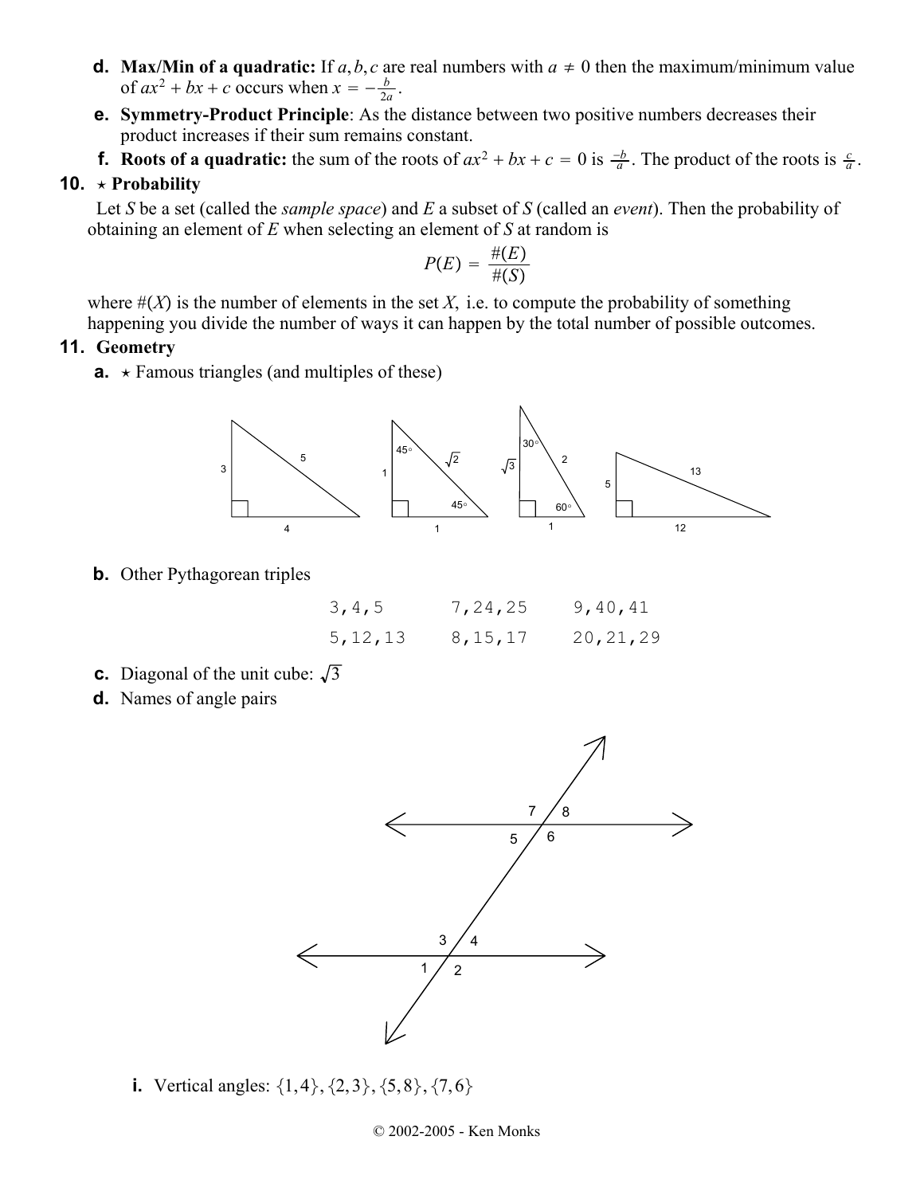**d. Max/Min of a quadratic:** If $a, b, c$ are real numbers with $a \neq 0$ then the maximum/minimum value of $ax^2 + bx + c$ occurs when $x = -\frac{b}{2a}$.

**e. Symmetry-Product Principle**: As the distance between two positive numbers decreases their product increases if their sum remains constant.

**f. Roots of a quadratic:** the sum of the roots of $ax^2 + bx + c = 0$ is $\frac{-b}{a}$. The product of the roots is $\frac{c}{a}$.

## 10. ⋆ Probability

Let $S$ be a set (called the *sample space*) and $E$ a subset of $S$ (called an *event*). Then the probability of obtaining an element of $E$ when selecting an element of $S$ at random is

$$P(E) = \frac{\#(E)}{\#(S)}$$

where $\#(X)$ is the number of elements in the set $X$, i.e. to compute the probability of something happening you divide the number of ways it can happen by the total number of possible outcomes.

## 11. Geometry

**a.** ⋆ Famous triangles (and multiples of these)

**b.** Other Pythagorean triples

| | | |
|---|---|---|
| 3,4,5 | 7,24,25 | 9,40,41 |
| 5,12,13 | 8,15,17 | 20,21,29 |

**c.** Diagonal of the unit cube: $\sqrt{3}$

**d.** Names of angle pairs

**i.** Vertical angles: $\{1,4\}, \{2,3\}, \{5,8\}, \{7,6\}$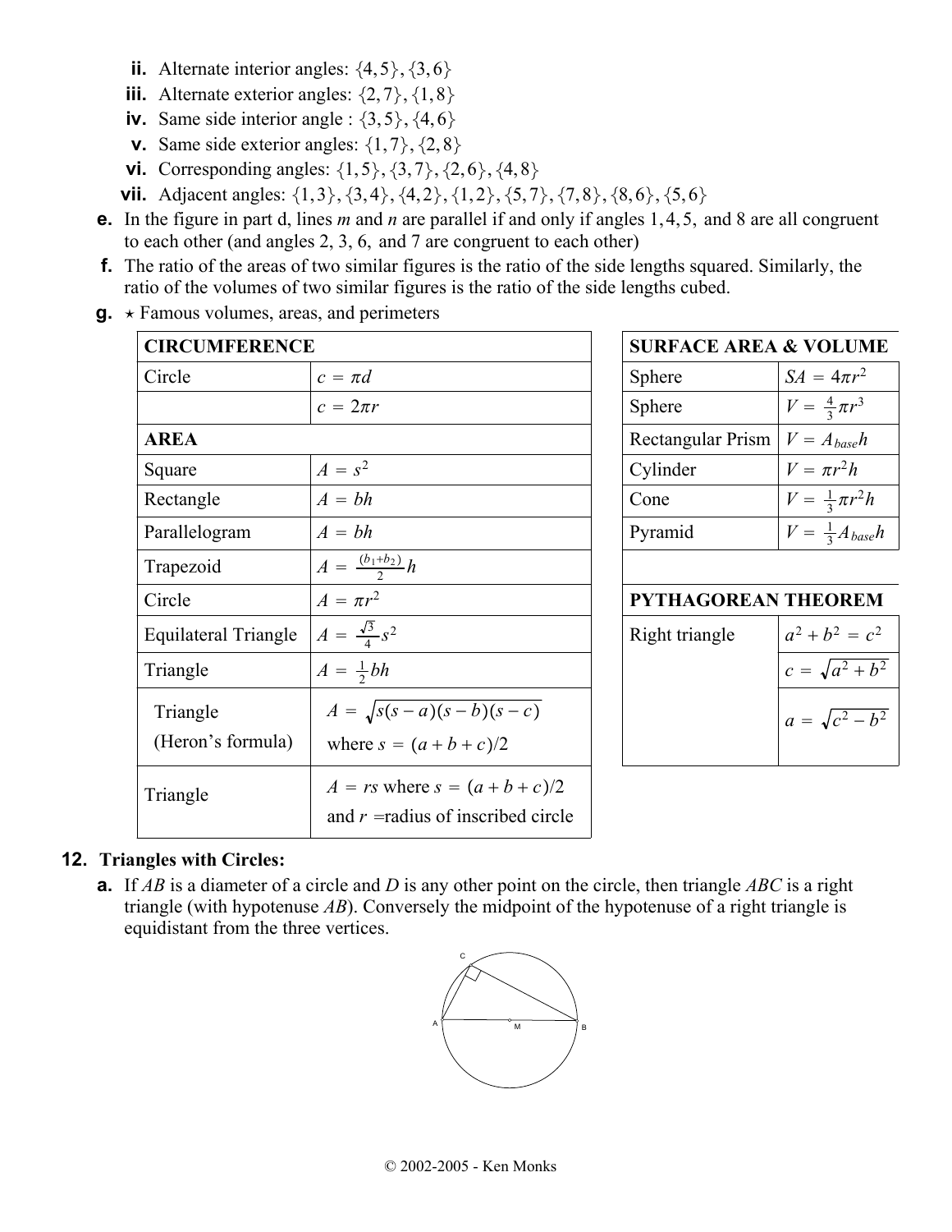- **ii.** Alternate interior angles: $\{4,5\},\{3,6\}$
- **iii.** Alternate exterior angles: $\{2,7\},\{1,8\}$
- **iv.** Same side interior angle : $\{3,5\},\{4,6\}$
- **v.** Same side exterior angles: $\{1,7\},\{2,8\}$
- **vi.** Corresponding angles: $\{1,5\},\{3,7\},\{2,6\},\{4,8\}$
- **vii.** Adjacent angles: $\{1,3\},\{3,4\},\{4,2\},\{1,2\},\{5,7\},\{7,8\},\{8,6\},\{5,6\}$

**e.** In the figure in part d, lines *m* and *n* are parallel if and only if angles $1, 4, 5,$ and 8 are all congruent to each other (and angles 2, 3, 6, and 7 are congruent to each other)

**f.** The ratio of the areas of two similar figures is the ratio of the side lengths squared. Similarly, the ratio of the volumes of two similar figures is the ratio of the side lengths cubed.

**g.** ⋆ Famous volumes, areas, and perimeters

| **CIRCUMFERENCE** | |
|---|---|
| Circle | $c = \pi d$ |
| | $c = 2\pi r$ |
| **AREA** | |
| Square | $A = s^2$ |
| Rectangle | $A = bh$ |
| Parallelogram | $A = bh$ |
| Trapezoid | $A = \frac{(b_1+b_2)}{2}h$ |
| Circle | $A = \pi r^2$ |
| Equilateral Triangle | $A = \frac{\sqrt{3}}{4}s^2$ |
| Triangle | $A = \frac{1}{2}bh$ |
| Triangle (Heron's formula) | $A = \sqrt{s(s-a)(s-b)(s-c)}$ where $s = (a+b+c)/2$ |
| Triangle | $A = rs$ where $s = (a+b+c)/2$ and $r$ =radius of inscribed circle |

| **SURFACE AREA & VOLUME** | |
|---|---|
| Sphere | $SA = 4\pi r^2$ |
| Sphere | $V = \frac{4}{3}\pi r^3$ |
| Rectangular Prism | $V = A_{base}h$ |
| Cylinder | $V = \pi r^2 h$ |
| Cone | $V = \frac{1}{3}\pi r^2 h$ |
| Pyramid | $V = \frac{1}{3}A_{base}h$ |

| **PYTHAGOREAN THEOREM** | |
|---|---|
| Right triangle | $a^2 + b^2 = c^2$ |
| | $c = \sqrt{a^2+b^2}$ |
| | $a = \sqrt{c^2-b^2}$ |

## 12. Triangles with Circles:

**a.** If *AB* is a diameter of a circle and *D* is any other point on the circle, then triangle *ABC* is a right triangle (with hypotenuse *AB*). Conversely the midpoint of the hypotenuse of a right triangle is equidistant from the three vertices.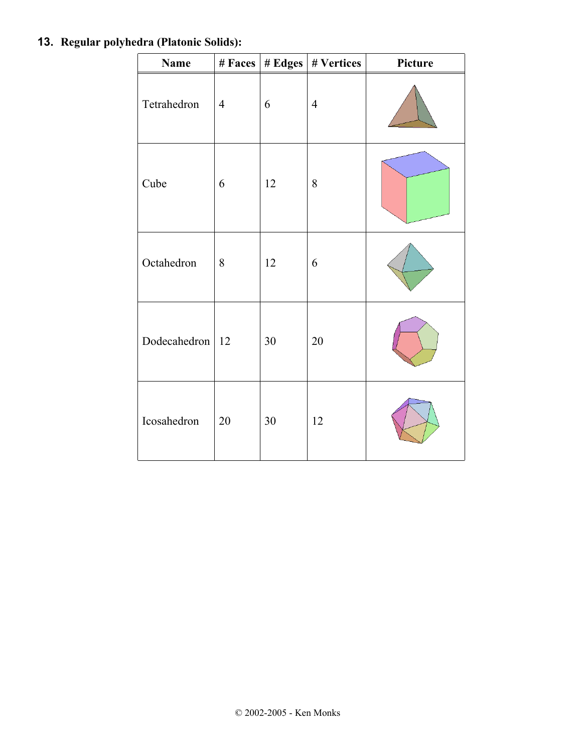**13. Regular polyhedra (Platonic Solids):**

| Name | # Faces | # Edges | # Vertices | Picture |
|---|---|---|---|---|
| Tetrahedron | 4 | 6 | 4 | |
| Cube | 6 | 12 | 8 | |
| Octahedron | 8 | 12 | 6 | |
| Dodecahedron | 12 | 30 | 20 | |
| Icosahedron | 20 | 30 | 12 | |

© 2002-2005 - Ken Monks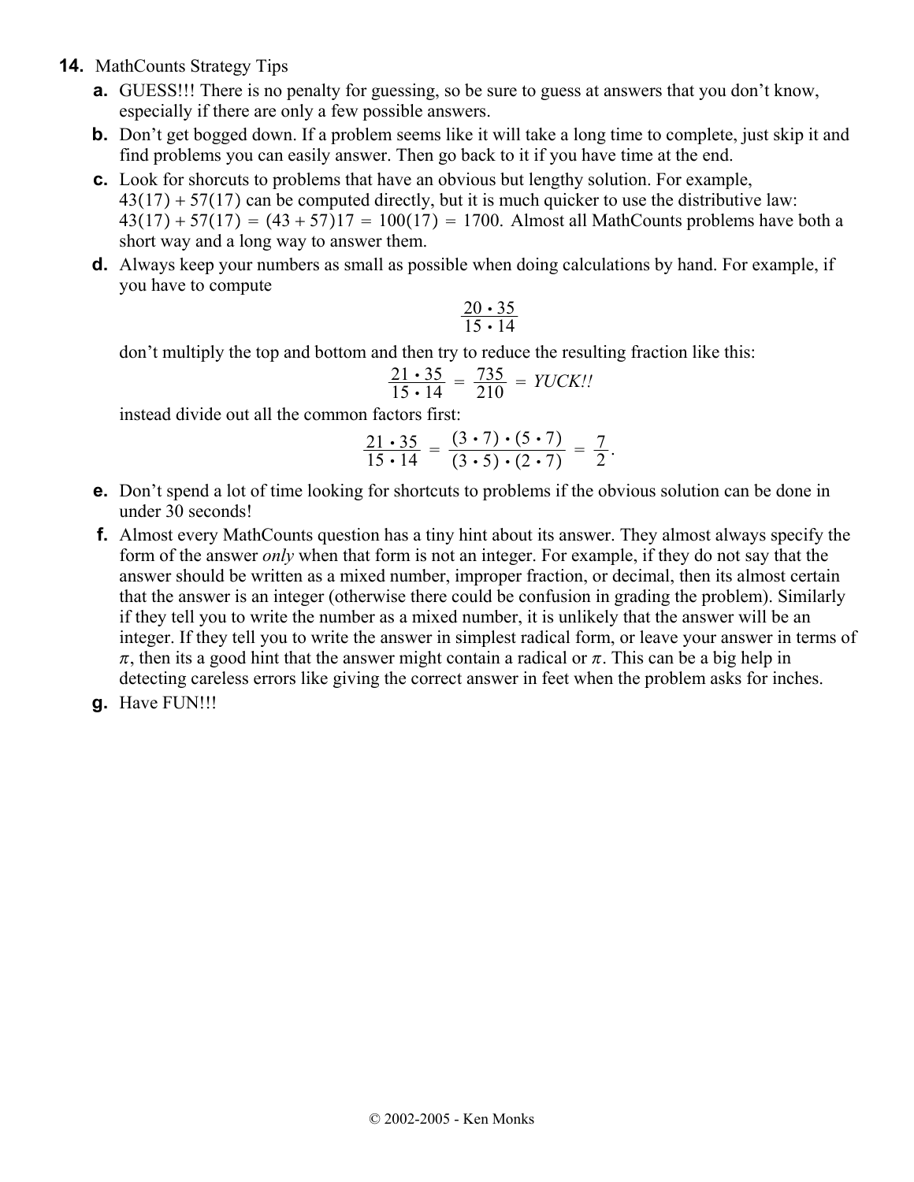**14.** MathCounts Strategy Tips

**a.** GUESS!!! There is no penalty for guessing, so be sure to guess at answers that you don't know, especially if there are only a few possible answers.

**b.** Don't get bogged down. If a problem seems like it will take a long time to complete, just skip it and find problems you can easily answer. Then go back to it if you have time at the end.

**c.** Look for shorcuts to problems that have an obvious but lengthy solution. For example, $43(17) + 57(17)$ can be computed directly, but it is much quicker to use the distributive law: $43(17) + 57(17) = (43 + 57)17 = 100(17) = 1700$. Almost all MathCounts problems have both a short way and a long way to answer them.

**d.** Always keep your numbers as small as possible when doing calculations by hand. For example, if you have to compute

$$\frac{20 \cdot 35}{15 \cdot 14}$$

don't multiply the top and bottom and then try to reduce the resulting fraction like this:

$$\frac{21 \cdot 35}{15 \cdot 14} = \frac{735}{210} = \textit{YUCK!!}$$

instead divide out all the common factors first:

$$\frac{21 \cdot 35}{15 \cdot 14} = \frac{(3 \cdot 7) \cdot (5 \cdot 7)}{(3 \cdot 5) \cdot (2 \cdot 7)} = \frac{7}{2}.$$

**e.** Don't spend a lot of time looking for shortcuts to problems if the obvious solution can be done in under 30 seconds!

**f.** Almost every MathCounts question has a tiny hint about its answer. They almost always specify the form of the answer *only* when that form is not an integer. For example, if they do not say that the answer should be written as a mixed number, improper fraction, or decimal, then its almost certain that the answer is an integer (otherwise there could be confusion in grading the problem). Similarly if they tell you to write the number as a mixed number, it is unlikely that the answer will be an integer. If they tell you to write the answer in simplest radical form, or leave your answer in terms of $\pi$, then its a good hint that the answer might contain a radical or $\pi$. This can be a big help in detecting careless errors like giving the correct answer in feet when the problem asks for inches.

**g.** Have FUN!!!

© 2002-2005 - Ken Monks